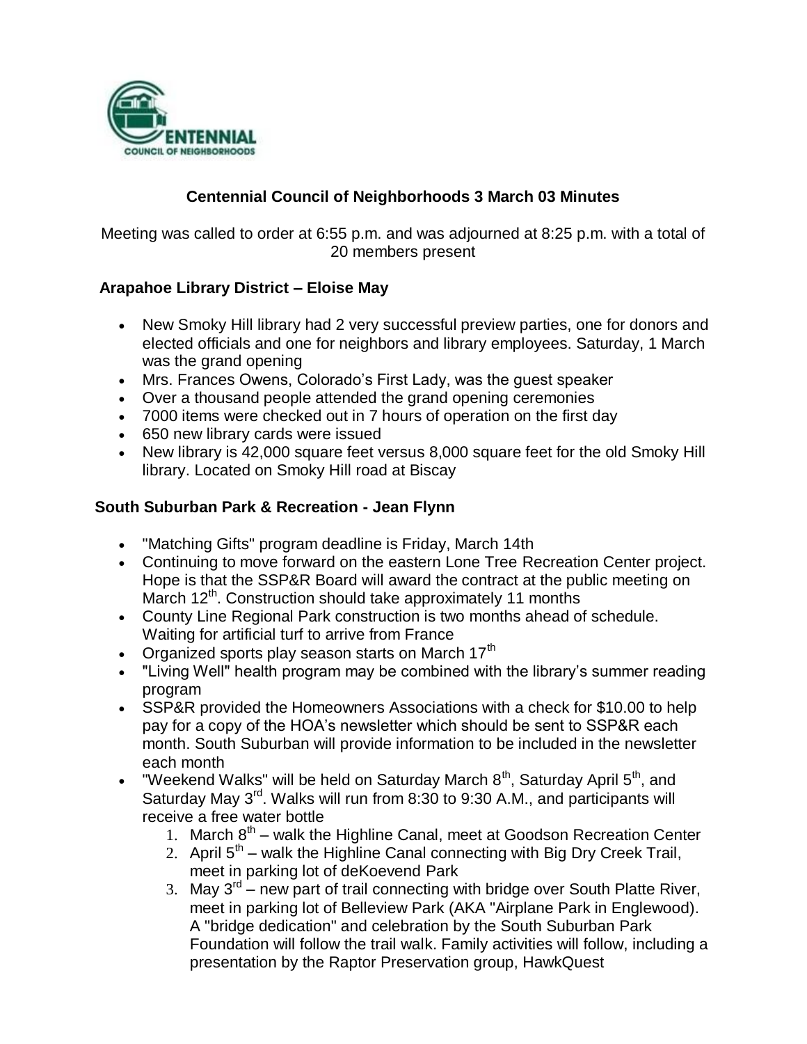# Centennial Council of Neighborhoods 3 March 03 Minutes

Meeting was called to order at 6:55 p.m. and was adjourned at 8:25 p.m. with a total of 20 members present

## Arapahoe Library District – Eloise May

- New Smoky Hill library had 2 very successful preview parties, one for donors and elected officials and one for neighbors and library employees. Saturday, 1 March was the grand opening
- Mrs. Frances Owens, Colorado's First Lady, was the guest speaker
- Over a thousand people attended the grand opening ceremonies
- 7000 items were checked out in 7 hours of operation on the first day
- 650 new library cards were issued
- New library is 42,000 square feet versus 8,000 square feet for the old Smoky Hill library. Located on Smoky Hill road at Biscay

## South Suburban Park & Recreation - Jean Flynn

- "Matching Gifts" program deadline is Friday, March 14th
- Continuing to move forward on the eastern Lone Tree Recreation Center project. Hope is that the SSP&R Board will award the contract at the public meeting on March 12th. Construction should take approximately 11 months
- County Line Regional Park construction is two months ahead of schedule. Waiting for artificial turf to arrive from France
- Organized sports play season starts on March 17th
- "Living Well" health program may be combined with the library's summer reading program
- SSP&R provided the Homeowners Associations with a check for $10.00 to help pay for a copy of the HOA's newsletter which should be sent to SSP&R each month. South Suburban will provide information to be included in the newsletter each month
- "Weekend Walks" will be held on Saturday March 8th, Saturday April 5th, and Saturday May 3rd. Walks will run from 8:30 to 9:30 A.M., and participants will receive a free water bottle
  1. March 8th – walk the Highline Canal, meet at Goodson Recreation Center
  2. April 5th – walk the Highline Canal connecting with Big Dry Creek Trail, meet in parking lot of deKoevend Park
  3. May 3rd – new part of trail connecting with bridge over South Platte River, meet in parking lot of Belleview Park (AKA "Airplane Park in Englewood). A "bridge dedication" and celebration by the South Suburban Park Foundation will follow the trail walk. Family activities will follow, including a presentation by the Raptor Preservation group, HawkQuest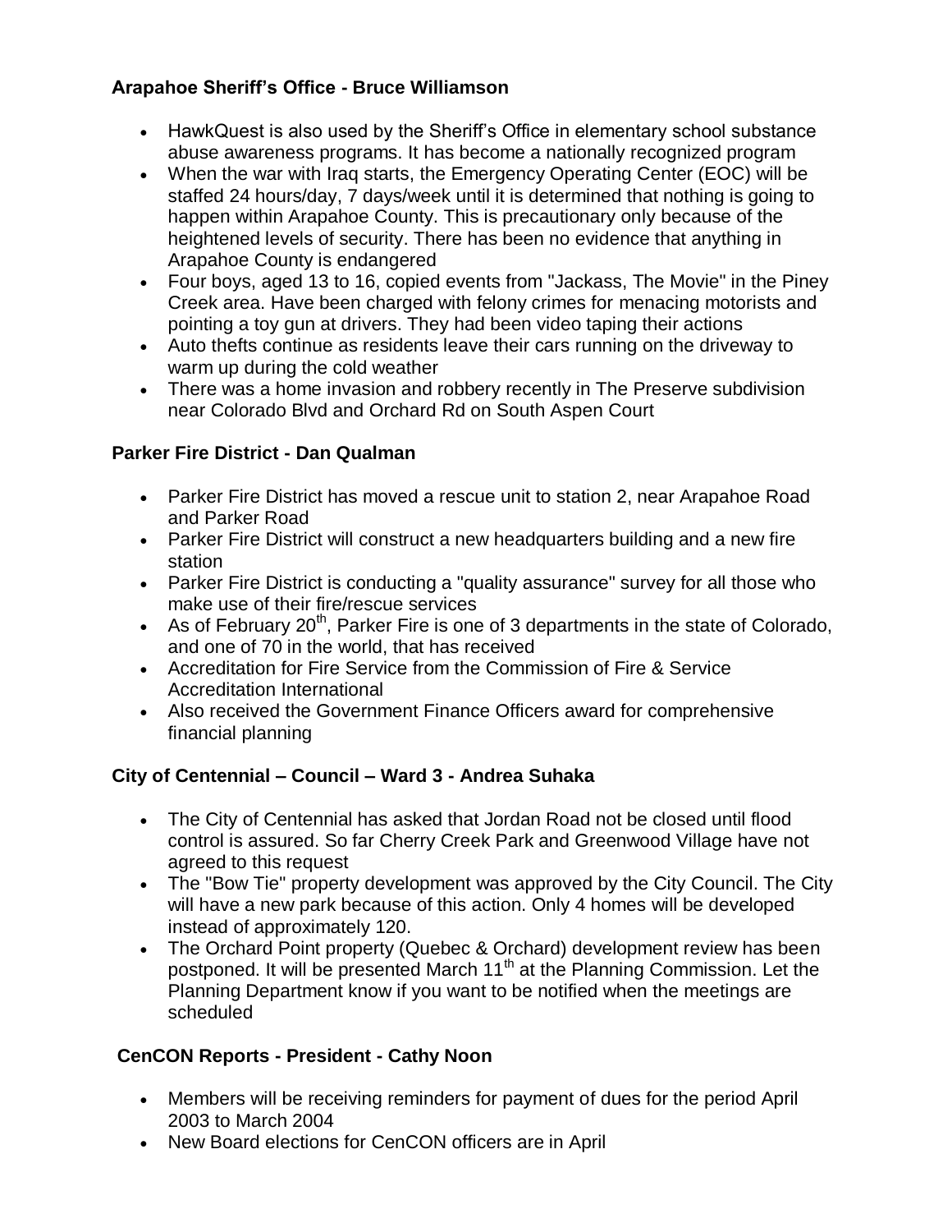### Arapahoe Sheriff's Office - Bruce Williamson

- HawkQuest is also used by the Sheriff's Office in elementary school substance abuse awareness programs. It has become a nationally recognized program
- When the war with Iraq starts, the Emergency Operating Center (EOC) will be staffed 24 hours/day, 7 days/week until it is determined that nothing is going to happen within Arapahoe County. This is precautionary only because of the heightened levels of security. There has been no evidence that anything in Arapahoe County is endangered
- Four boys, aged 13 to 16, copied events from "Jackass, The Movie" in the Piney Creek area. Have been charged with felony crimes for menacing motorists and pointing a toy gun at drivers. They had been video taping their actions
- Auto thefts continue as residents leave their cars running on the driveway to warm up during the cold weather
- There was a home invasion and robbery recently in The Preserve subdivision near Colorado Blvd and Orchard Rd on South Aspen Court

### Parker Fire District - Dan Qualman

- Parker Fire District has moved a rescue unit to station 2, near Arapahoe Road and Parker Road
- Parker Fire District will construct a new headquarters building and a new fire station
- Parker Fire District is conducting a "quality assurance" survey for all those who make use of their fire/rescue services
- As of February 20th, Parker Fire is one of 3 departments in the state of Colorado, and one of 70 in the world, that has received
- Accreditation for Fire Service from the Commission of Fire & Service Accreditation International
- Also received the Government Finance Officers award for comprehensive financial planning

### City of Centennial – Council – Ward 3 - Andrea Suhaka

- The City of Centennial has asked that Jordan Road not be closed until flood control is assured. So far Cherry Creek Park and Greenwood Village have not agreed to this request
- The "Bow Tie" property development was approved by the City Council. The City will have a new park because of this action. Only 4 homes will be developed instead of approximately 120.
- The Orchard Point property (Quebec & Orchard) development review has been postponed. It will be presented March 11th at the Planning Commission. Let the Planning Department know if you want to be notified when the meetings are scheduled

### CenCON Reports - President - Cathy Noon

- Members will be receiving reminders for payment of dues for the period April 2003 to March 2004
- New Board elections for CenCON officers are in April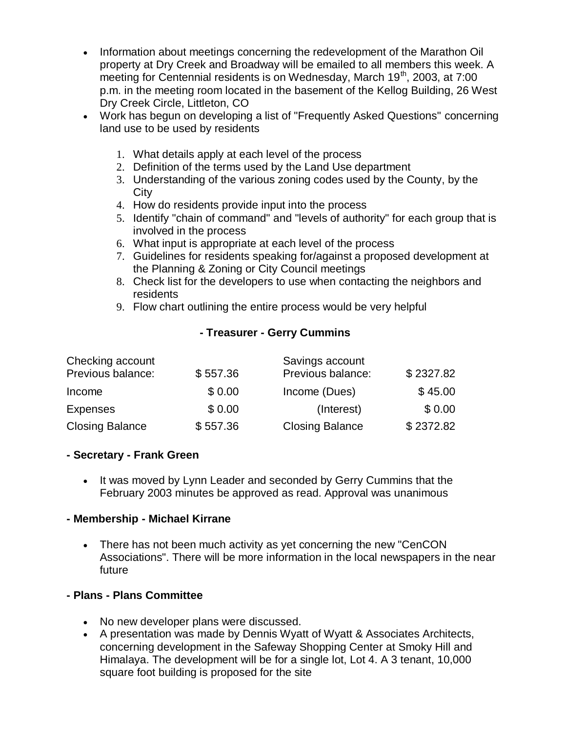- Information about meetings concerning the redevelopment of the Marathon Oil property at Dry Creek and Broadway will be emailed to all members this week. A meeting for Centennial residents is on Wednesday, March 19th, 2003, at 7:00 p.m. in the meeting room located in the basement of the Kellog Building, 26 West Dry Creek Circle, Littleton, CO
- Work has begun on developing a list of "Frequently Asked Questions" concerning land use to be used by residents

    1. What details apply at each level of the process
    2. Definition of the terms used by the Land Use department
    3. Understanding of the various zoning codes used by the County, by the City
    4. How do residents provide input into the process
    5. Identify "chain of command" and "levels of authority" for each group that is involved in the process
    6. What input is appropriate at each level of the process
    7. Guidelines for residents speaking for/against a proposed development at the Planning & Zoning or City Council meetings
    8. Check list for the developers to use when contacting the neighbors and residents
    9. Flow chart outlining the entire process would be very helpful

**- Treasurer - Gerry Cummins**

| Checking account | | Savings account | |
|---|---|---|---|
| Previous balance: | $ 557.36 | Previous balance: | $ 2327.82 |
| Income | $ 0.00 | Income (Dues) | $ 45.00 |
| Expenses | $ 0.00 | (Interest) | $ 0.00 |
| Closing Balance | $ 557.36 | Closing Balance | $ 2372.82 |

**- Secretary - Frank Green**

- It was moved by Lynn Leader and seconded by Gerry Cummins that the February 2003 minutes be approved as read. Approval was unanimous

**- Membership - Michael Kirrane**

- There has not been much activity as yet concerning the new "CenCON Associations". There will be more information in the local newspapers in the near future

**- Plans - Plans Committee**

- No new developer plans were discussed.
- A presentation was made by Dennis Wyatt of Wyatt & Associates Architects, concerning development in the Safeway Shopping Center at Smoky Hill and Himalaya. The development will be for a single lot, Lot 4. A 3 tenant, 10,000 square foot building is proposed for the site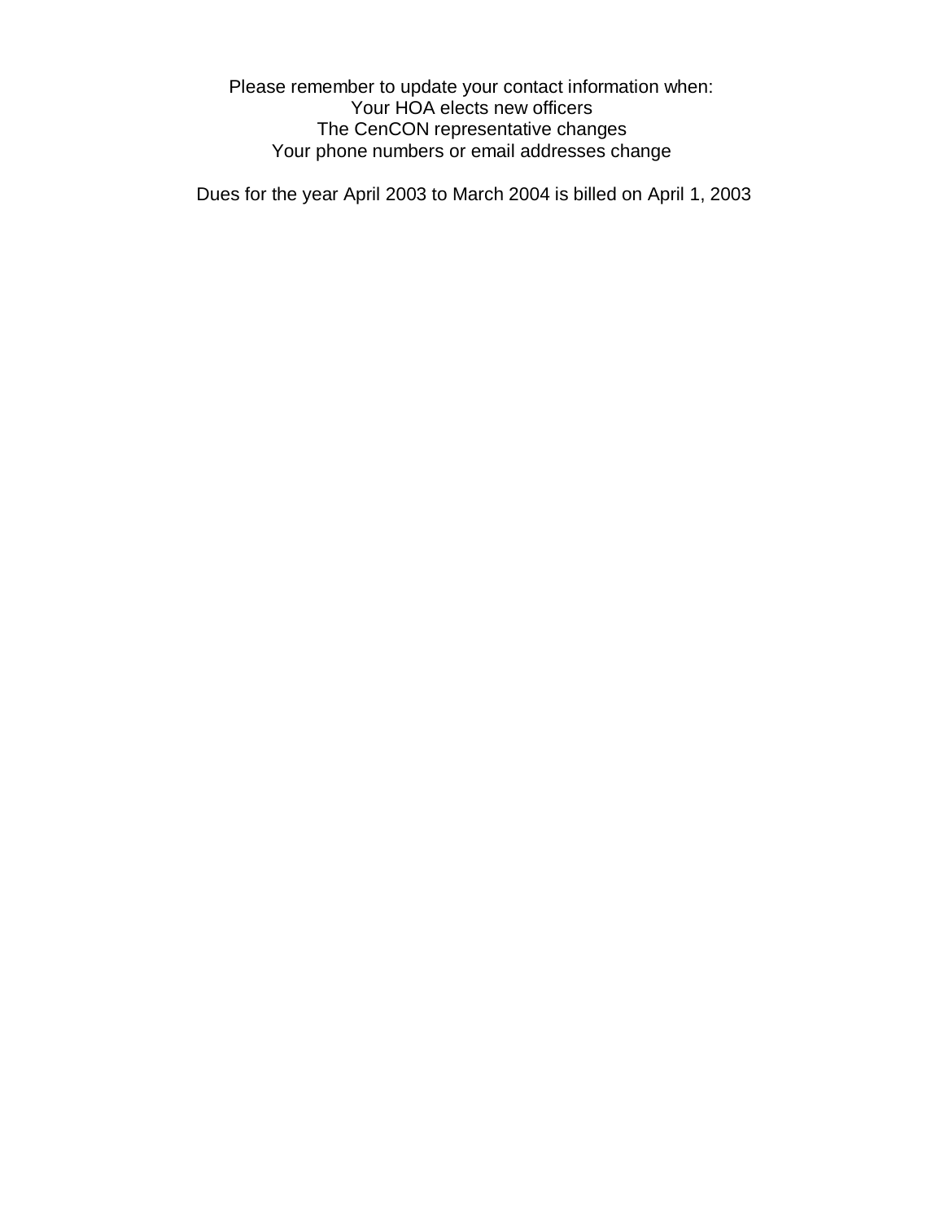Please remember to update your contact information when:
Your HOA elects new officers
The CenCON representative changes
Your phone numbers or email addresses change

Dues for the year April 2003 to March 2004 is billed on April 1, 2003